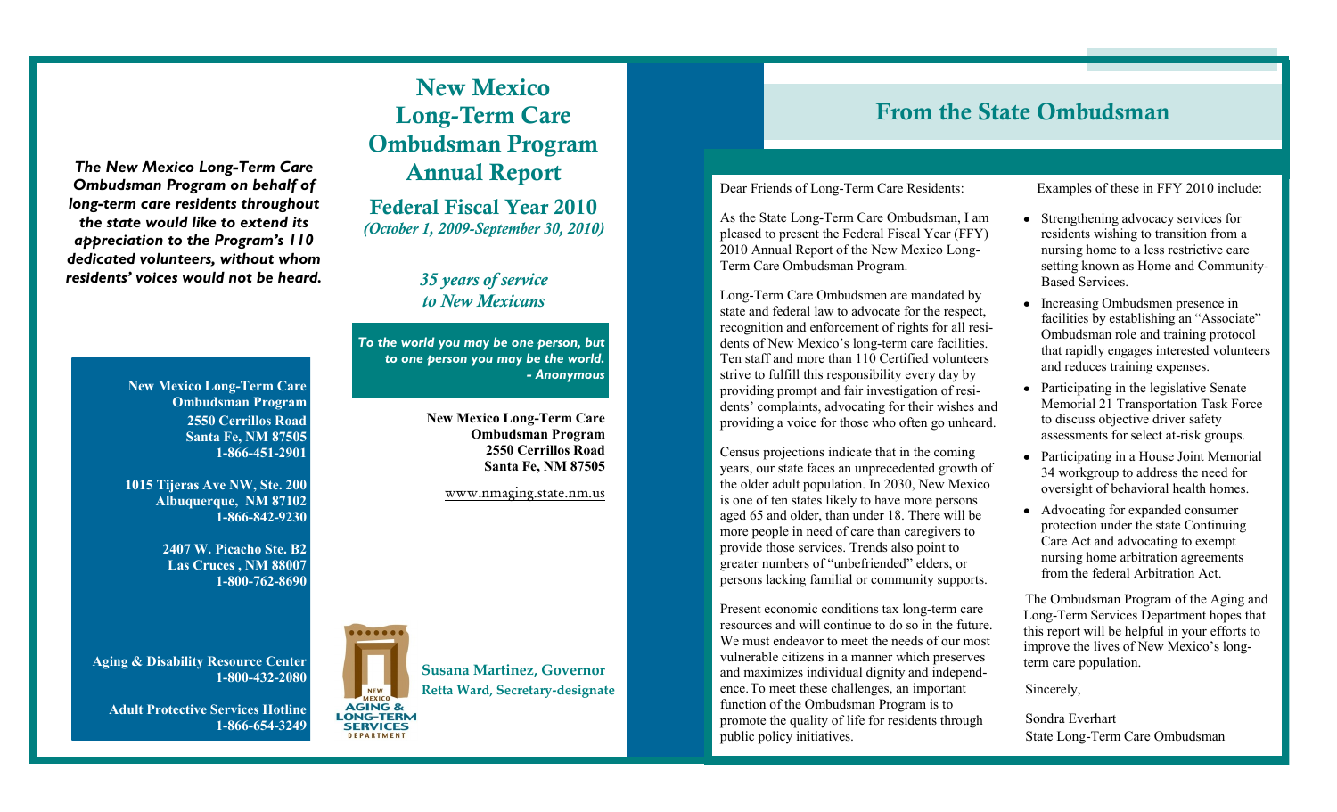*The New Mexico Long-Term Care Ombudsman Program on behalf of long-term care residents throughout the state would like to extend its appreciation to the Program's 110 dedicated volunteers, without whom residents' voices would not be heard.*

**New Mexico Long-Term Care Ombudsman Program**
**2550 Cerrillos Road**
**Santa Fe, NM 87505**
**1-866-451-2901**

**1015 Tijeras Ave NW, Ste. 200**
**Albuquerque, NM 87102**
**1-866-842-9230**

**2407 W. Picacho Ste. B2**
**Las Cruces , NM 88007**
**1-800-762-8690**

**Aging & Disability Resource Center**
**1-800-432-2080**

**Adult Protective Services Hotline**
**1-866-654-3249**

# New Mexico Long-Term Care Ombudsman Program Annual Report

## Federal Fiscal Year 2010

*(October 1, 2009-September 30, 2010)*

*35 years of service to New Mexicans*

*To the world you may be one person, but to one person you may be the world. - Anonymous*

**New Mexico Long-Term Care Ombudsman Program**
**2550 Cerrillos Road**
**Santa Fe, NM 87505**

www.nmaging.state.nm.us

NEW MEXICO AGING & LONG-TERM SERVICES DEPARTMENT

**Susana Martinez, Governor**
**Retta Ward, Secretary-designate**

## From the State Ombudsman

Dear Friends of Long-Term Care Residents:

As the State Long-Term Care Ombudsman, I am pleased to present the Federal Fiscal Year (FFY) 2010 Annual Report of the New Mexico Long-Term Care Ombudsman Program.

Long-Term Care Ombudsmen are mandated by state and federal law to advocate for the respect, recognition and enforcement of rights for all residents of New Mexico's long-term care facilities. Ten staff and more than 110 Certified volunteers strive to fulfill this responsibility every day by providing prompt and fair investigation of residents' complaints, advocating for their wishes and providing a voice for those who often go unheard.

Census projections indicate that in the coming years, our state faces an unprecedented growth of the older adult population. In 2030, New Mexico is one of ten states likely to have more persons aged 65 and older, than under 18. There will be more people in need of care than caregivers to provide those services. Trends also point to greater numbers of "unbefriended" elders, or persons lacking familial or community supports.

Present economic conditions tax long-term care resources and will continue to do so in the future. We must endeavor to meet the needs of our most vulnerable citizens in a manner which preserves and maximizes individual dignity and independence. To meet these challenges, an important function of the Ombudsman Program is to promote the quality of life for residents through public policy initiatives.

Examples of these in FFY 2010 include:

- Strengthening advocacy services for residents wishing to transition from a nursing home to a less restrictive care setting known as Home and Community-Based Services.
- Increasing Ombudsmen presence in facilities by establishing an "Associate" Ombudsman role and training protocol that rapidly engages interested volunteers and reduces training expenses.
- Participating in the legislative Senate Memorial 21 Transportation Task Force to discuss objective driver safety assessments for select at-risk groups.
- Participating in a House Joint Memorial 34 workgroup to address the need for oversight of behavioral health homes.
- Advocating for expanded consumer protection under the state Continuing Care Act and advocating to exempt nursing home arbitration agreements from the federal Arbitration Act.

The Ombudsman Program of the Aging and Long-Term Services Department hopes that this report will be helpful in your efforts to improve the lives of New Mexico's long-term care population.

Sincerely,

Sondra Everhart
State Long-Term Care Ombudsman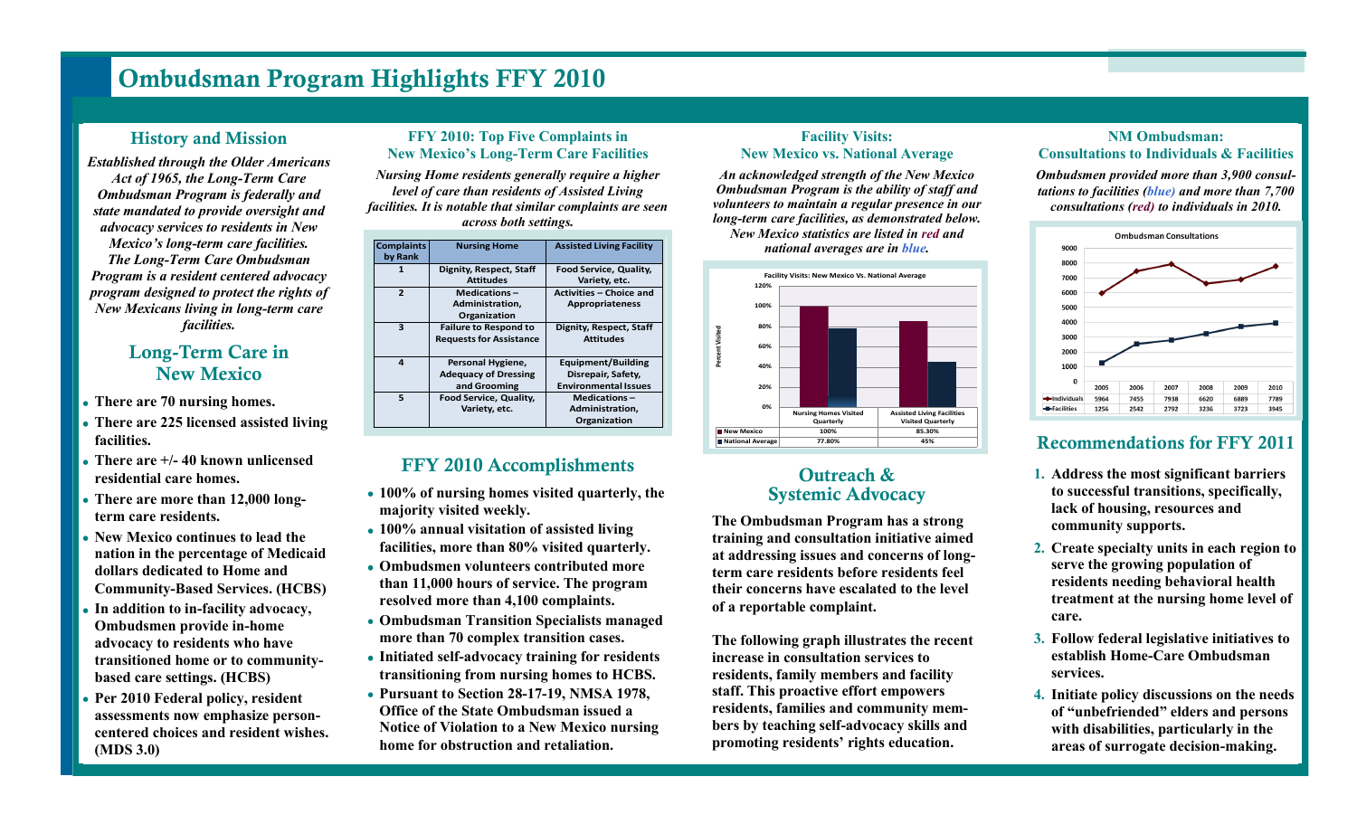# Ombudsman Program Highlights FFY 2010

## History and Mission

***Established through the Older Americans Act of 1965, the Long-Term Care Ombudsman Program is federally and state mandated to provide oversight and advocacy services to residents in New Mexico's long-term care facilities. The Long-Term Care Ombudsman Program is a resident centered advocacy program designed to protect the rights of New Mexicans living in long-term care facilities.***

## Long-Term Care in New Mexico

- **There are 70 nursing homes.**
- **There are 225 licensed assisted living facilities.**
- **There are +/- 40 known unlicensed residential care homes.**
- **There are more than 12,000 long-term care residents.**
- **New Mexico continues to lead the nation in the percentage of Medicaid dollars dedicated to Home and Community-Based Services. (HCBS)**
- **In addition to in-facility advocacy, Ombudsmen provide in-home advocacy to residents who have transitioned home or to community-based care settings. (HCBS)**
- **Per 2010 Federal policy, resident assessments now emphasize person-centered choices and resident wishes. (MDS 3.0)**

## FFY 2010: Top Five Complaints in New Mexico's Long-Term Care Facilities

***Nursing Home residents generally require a higher level of care than residents of Assisted Living facilities. It is notable that similar complaints are seen across both settings.***

| Complaints by Rank | Nursing Home | Assisted Living Facility |
|---|---|---|
| 1 | Dignity, Respect, Staff Attitudes | Food Service, Quality, Variety, etc. |
| 2 | Medications – Administration, Organization | Activities – Choice and Appropriateness |
| 3 | Failure to Respond to Requests for Assistance | Dignity, Respect, Staff Attitudes |
| 4 | Personal Hygiene, Adequacy of Dressing and Grooming | Equipment/Building Disrepair, Safety, Environmental Issues |
| 5 | Food Service, Quality, Variety, etc. | Medications – Administration, Organization |

## FFY 2010 Accomplishments

- **100% of nursing homes visited quarterly, the majority visited weekly.**
- **100% annual visitation of assisted living facilities, more than 80% visited quarterly.**
- **Ombudsmen volunteers contributed more than 11,000 hours of service. The program resolved more than 4,100 complaints.**
- **Ombudsman Transition Specialists managed more than 70 complex transition cases.**
- **Initiated self-advocacy training for residents transitioning from nursing homes to HCBS.**
- **Pursuant to Section 28-17-19, NMSA 1978, Office of the State Ombudsman issued a Notice of Violation to a New Mexico nursing home for obstruction and retaliation.**

## Facility Visits: New Mexico vs. National Average

***An acknowledged strength of the New Mexico Ombudsman Program is the ability of staff and volunteers to maintain a regular presence in our long-term care facilities, as demonstrated below. New Mexico statistics are listed in red and national averages are in blue.***

Facility Visits: New Mexico Vs. National Average

Percent Visited

120%
100%
80%
60%
40%
20%
0%

| | Nursing Homes Visited Quarterly | Assisted Living Facilities Visited Quarterly |
|---|---|---|
| New Mexico | 100% | 85.30% |
| National Average | 77.80% | 45% |

## Outreach & Systemic Advocacy

**The Ombudsman Program has a strong training and consultation initiative aimed at addressing issues and concerns of long-term care residents before residents feel their concerns have escalated to the level of a reportable complaint.**

**The following graph illustrates the recent increase in consultation services to residents, family members and facility staff. This proactive effort empowers residents, families and community members by teaching self-advocacy skills and promoting residents' rights education.**

## NM Ombudsman: Consultations to Individuals & Facilities

***Ombudsmen provided more than 3,900 consultations to facilities (blue) and more than 7,700 consultations (red) to individuals in 2010.***

Ombudsman Consultations

9000
8000
7000
6000
5000
4000
3000
2000
1000
0

| | 2005 | 2006 | 2007 | 2008 | 2009 | 2010 |
|---|---|---|---|---|---|---|
| Individuals | 5964 | 7455 | 7938 | 6620 | 6889 | 7789 |
| Facilities | 1256 | 2542 | 2792 | 3236 | 3723 | 3945 |

## Recommendations for FFY 2011

1. **Address the most significant barriers to successful transitions, specifically, lack of housing, resources and community supports.**
2. **Create specialty units in each region to serve the growing population of residents needing behavioral health treatment at the nursing home level of care.**
3. **Follow federal legislative initiatives to establish Home-Care Ombudsman services.**
4. **Initiate policy discussions on the needs of "unbefriended" elders and persons with disabilities, particularly in the areas of surrogate decision-making.**